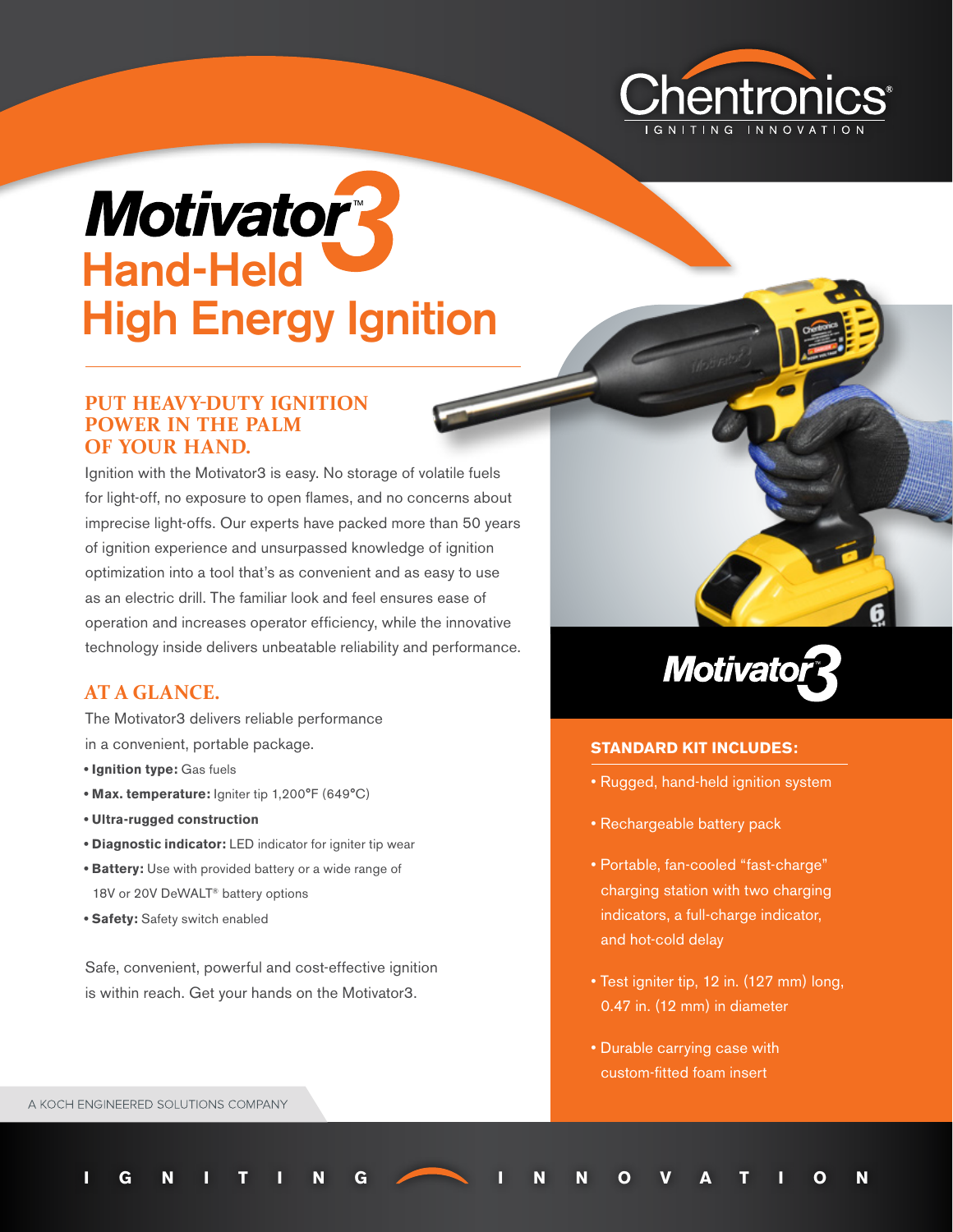Chentronics®
IGNITING INNOVATION

# Motivator™3 Hand-Held High Energy Ignition

## PUT HEAVY-DUTY IGNITION POWER IN THE PALM OF YOUR HAND.

Ignition with the Motivator3 is easy. No storage of volatile fuels for light-off, no exposure to open flames, and no concerns about imprecise light-offs. Our experts have packed more than 50 years of ignition experience and unsurpassed knowledge of ignition optimization into a tool that's as convenient and as easy to use as an electric drill. The familiar look and feel ensures ease of operation and increases operator efficiency, while the innovative technology inside delivers unbeatable reliability and performance.

## AT A GLANCE.

The Motivator3 delivers reliable performance in a convenient, portable package.

- **Ignition type:** Gas fuels
- **Max. temperature:** Igniter tip 1,200°F (649°C)
- **Ultra-rugged construction**
- **Diagnostic indicator:** LED indicator for igniter tip wear
- **Battery:** Use with provided battery or a wide range of 18V or 20V DeWALT® battery options
- **Safety:** Safety switch enabled

Safe, convenient, powerful and cost-effective ignition is within reach. Get your hands on the Motivator3.

Motivator3

### STANDARD KIT INCLUDES:

- Rugged, hand-held ignition system
- Rechargeable battery pack
- Portable, fan-cooled "fast-charge" charging station with two charging indicators, a full-charge indicator, and hot-cold delay
- Test igniter tip, 12 in. (127 mm) long, 0.47 in. (12 mm) in diameter
- Durable carrying case with custom-fitted foam insert

A KOCH ENGINEERED SOLUTIONS COMPANY

IGNITING INNOVATION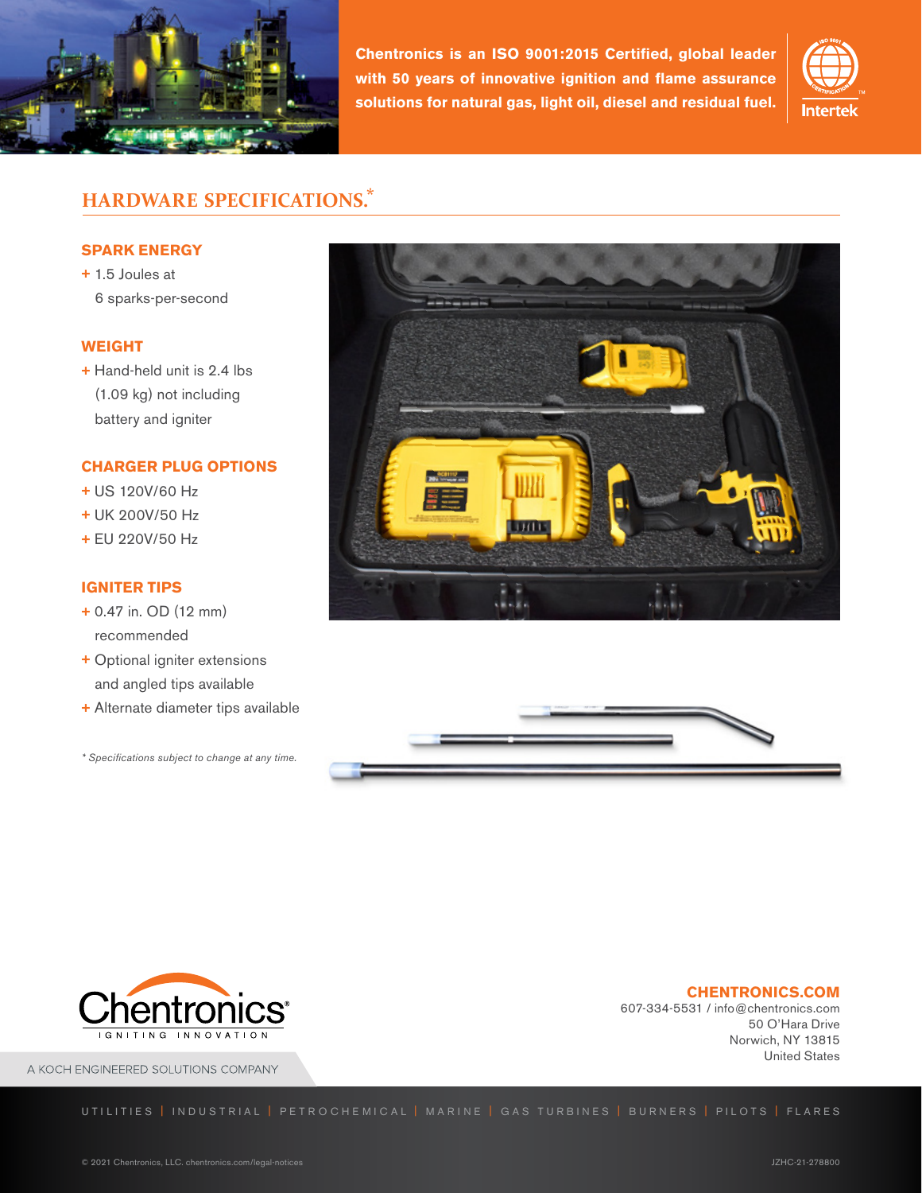**Chentronics is an ISO 9001:2015 Certified, global leader with 50 years of innovative ignition and flame assurance solutions for natural gas, light oil, diesel and residual fuel.**

## HARDWARE SPECIFICATIONS.*

### SPARK ENERGY

+ 1.5 Joules at 6 sparks-per-second

### WEIGHT

+ Hand-held unit is 2.4 lbs (1.09 kg) not including battery and igniter

### CHARGER PLUG OPTIONS

+ US 120V/60 Hz
+ UK 200V/50 Hz
+ EU 220V/50 Hz

### IGNITER TIPS

+ 0.47 in. OD (12 mm) recommended
+ Optional igniter extensions and angled tips available
+ Alternate diameter tips available

*\* Specifications subject to change at any time.*

Chentronics®
IGNITING INNOVATION

A KOCH ENGINEERED SOLUTIONS COMPANY

**CHENTRONICS.COM**
607-334-5531 / info@chentronics.com
50 O'Hara Drive
Norwich, NY 13815
United States

UTILITIES | INDUSTRIAL | PETROCHEMICAL | MARINE | GAS TURBINES | BURNERS | PILOTS | FLARES

© 2021 Chentronics, LLC. chentronics.com/legal-notices

JZHC-21-278800